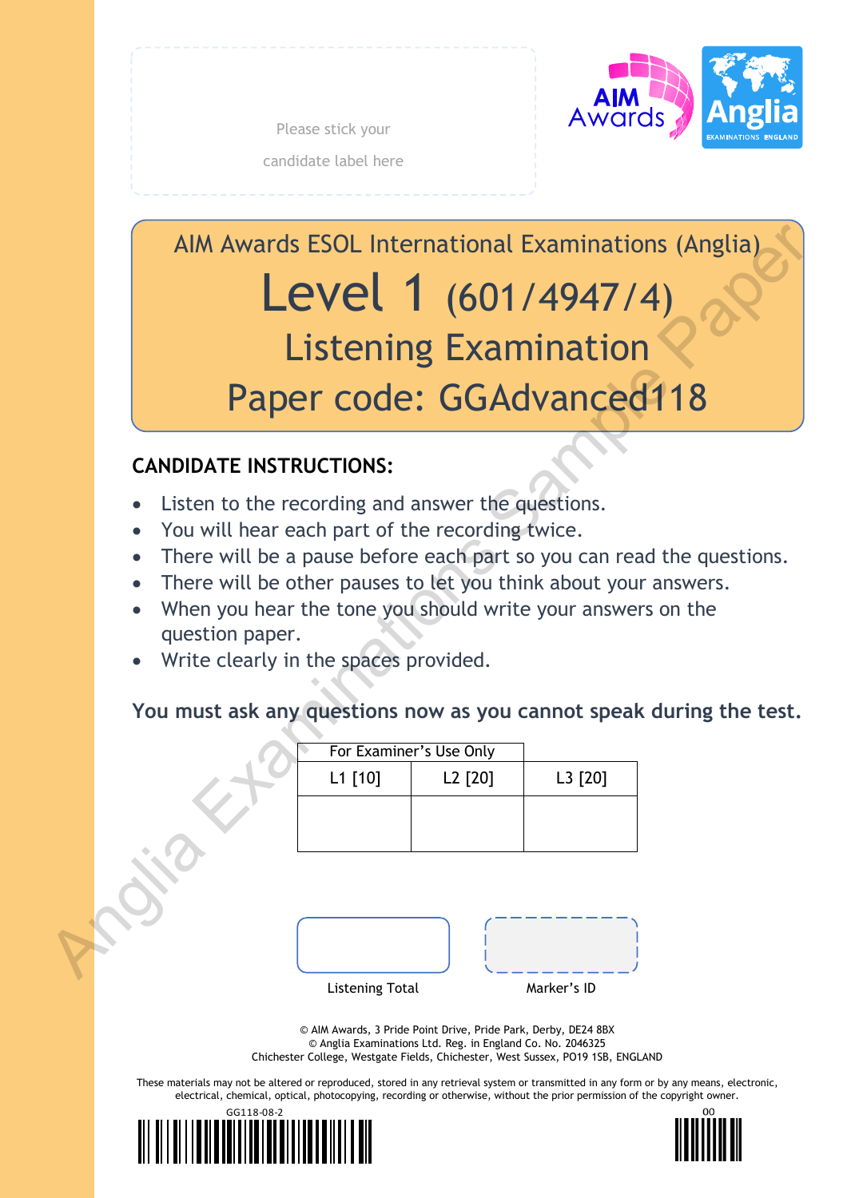Please stick your candidate label here

AIM Awards ESOL International Examinations (Anglia)

# Level 1 (601/4947/4)

## Listening Examination

## Paper code: GGAdvanced118

### CANDIDATE INSTRUCTIONS:

- Listen to the recording and answer the questions.
- You will hear each part of the recording twice.
- There will be a pause before each part so you can read the questions.
- There will be other pauses to let you think about your answers.
- When you hear the tone you should write your answers on the question paper.
- Write clearly in the spaces provided.

**You must ask any questions now as you cannot speak during the test.**

| For Examiner's Use Only | | |
|---|---|---|
| L1 [10] | L2 [20] | L3 [20] |
| | | |

Listening Total

Marker's ID

© AIM Awards, 3 Pride Point Drive, Pride Park, Derby, DE24 8BX
© Anglia Examinations Ltd. Reg. in England Co. No. 2046325
Chichester College, Westgate Fields, Chichester, West Sussex, PO19 1SB, ENGLAND

These materials may not be altered or reproduced, stored in any retrieval system or transmitted in any form or by any means, electronic, electrical, chemical, optical, photocopying, recording or otherwise, without the prior permission of the copyright owner.

GG118-08-2

00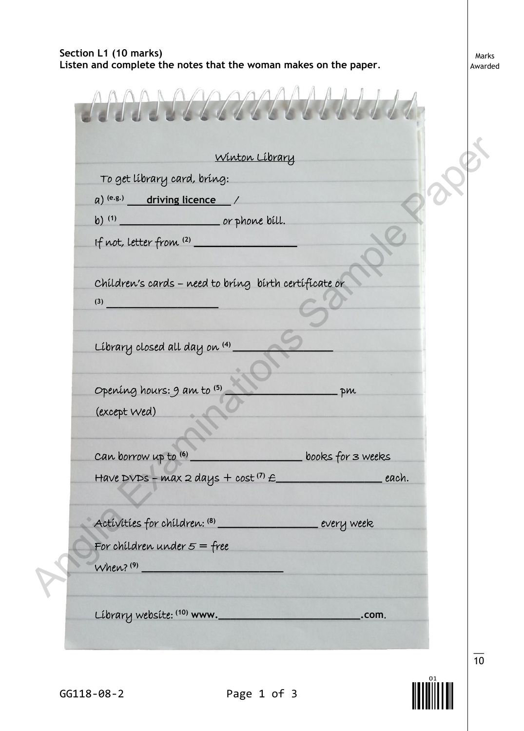**Section L1 (10 marks)**
**Listen and complete the notes that the woman makes on the paper.**

Marks Awarded

Winton Library

To get library card, bring:

a) (e.g.) **driving licence** /

b) (1) __________________ or phone bill.

If not, letter from (2) __________________

Children's cards – need to bring birth certificate or

(3) __________________

Library closed all day on (4) __________________

Opening hours: 9 am to (5) __________________ pm

(except Wed)

Can borrow up to (6) __________________ books for 3 weeks

Have DVDs – max 2 days + cost (7) £__________________ each.

Activities for children: (8) __________________ every week

For children under 5 = free

When? (9) __________________

Library website: (10) **www.**__________________**.com**.

10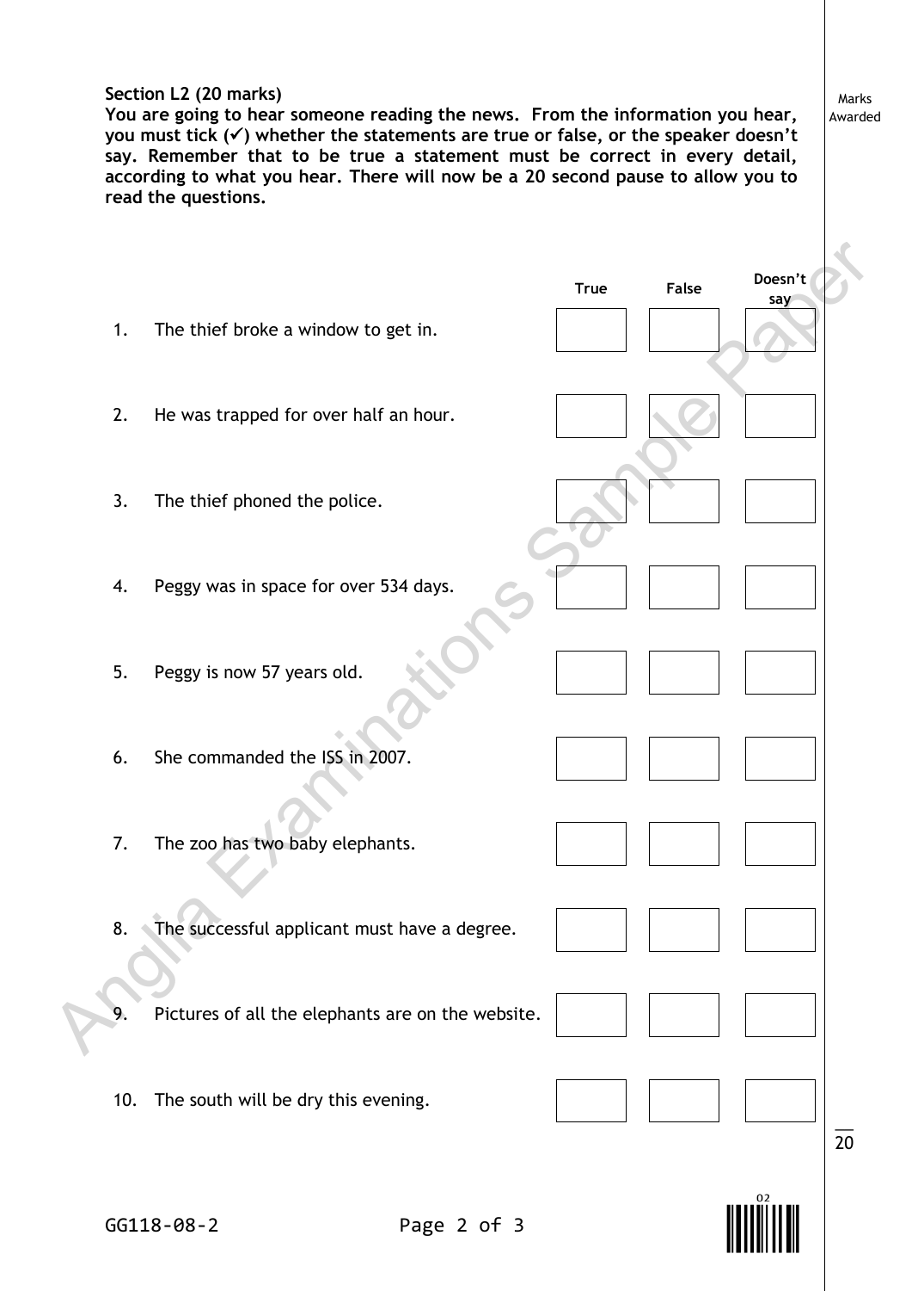**Section L2 (20 marks)**

**You are going to hear someone reading the news. From the information you hear, you must tick (✓) whether the statements are true or false, or the speaker doesn't say. Remember that to be true a statement must be correct in every detail, according to what you hear. There will now be a 20 second pause to allow you to read the questions.**

Marks Awarded

| | | True | False | Doesn't say |
|---|---|---|---|---|
| 1. | The thief broke a window to get in. | | | |
| 2. | He was trapped for over half an hour. | | | |
| 3. | The thief phoned the police. | | | |
| 4. | Peggy was in space for over 534 days. | | | |
| 5. | Peggy is now 57 years old. | | | |
| 6. | She commanded the ISS in 2007. | | | |
| 7. | The zoo has two baby elephants. | | | |
| 8. | The successful applicant must have a degree. | | | |
| 9. | Pictures of all the elephants are on the website. | | | |
| 10. | The south will be dry this evening. | | | |

20

GG118-08-2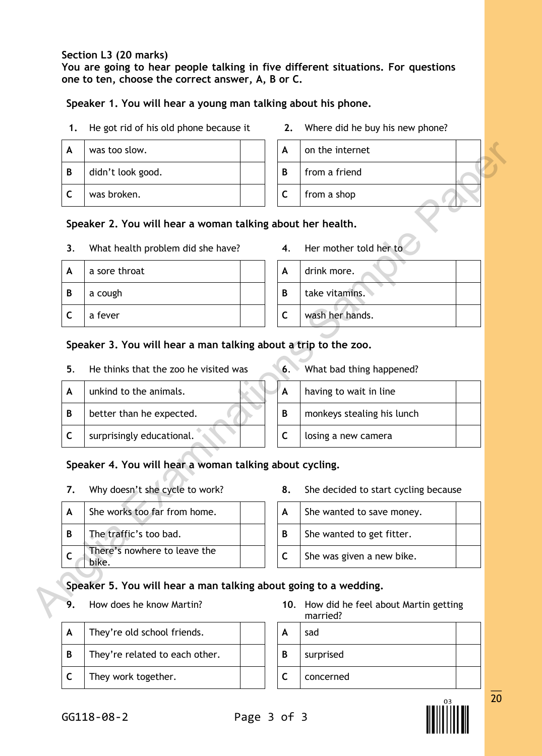**Section L3 (20 marks)**
**You are going to hear people talking in five different situations. For questions one to ten, choose the correct answer, A, B or C.**

**Speaker 1. You will hear a young man talking about his phone.**

1. He got rid of his old phone because it

| | | |
|---|---|---|
| A | was too slow. | |
| B | didn't look good. | |
| C | was broken. | |

2. Where did he buy his new phone?

| | | |
|---|---|---|
| A | on the internet | |
| B | from a friend | |
| C | from a shop | |

**Speaker 2. You will hear a woman talking about her health.**

3. What health problem did she have?

| | | |
|---|---|---|
| A | a sore throat | |
| B | a cough | |
| C | a fever | |

4. Her mother told her to

| | | |
|---|---|---|
| A | drink more. | |
| B | take vitamins. | |
| C | wash her hands. | |

**Speaker 3. You will hear a man talking about a trip to the zoo.**

5. He thinks that the zoo he visited was

| | | |
|---|---|---|
| A | unkind to the animals. | |
| B | better than he expected. | |
| C | surprisingly educational. | |

6. What bad thing happened?

| | | |
|---|---|---|
| A | having to wait in line | |
| B | monkeys stealing his lunch | |
| C | losing a new camera | |

**Speaker 4. You will hear a woman talking about cycling.**

7. Why doesn't she cycle to work?

| | | |
|---|---|---|
| A | She works too far from home. | |
| B | The traffic's too bad. | |
| C | There's nowhere to leave the bike. | |

8. She decided to start cycling because

| | | |
|---|---|---|
| A | She wanted to save money. | |
| B | She wanted to get fitter. | |
| C | She was given a new bike. | |

**Speaker 5. You will hear a man talking about going to a wedding.**

9. How does he know Martin?

| | | |
|---|---|---|
| A | They're old school friends. | |
| B | They're related to each other. | |
| C | They work together. | |

10. How did he feel about Martin getting married?

| | | |
|---|---|---|
| A | sad | |
| B | surprised | |
| C | concerned | |

20

GG118-08-2